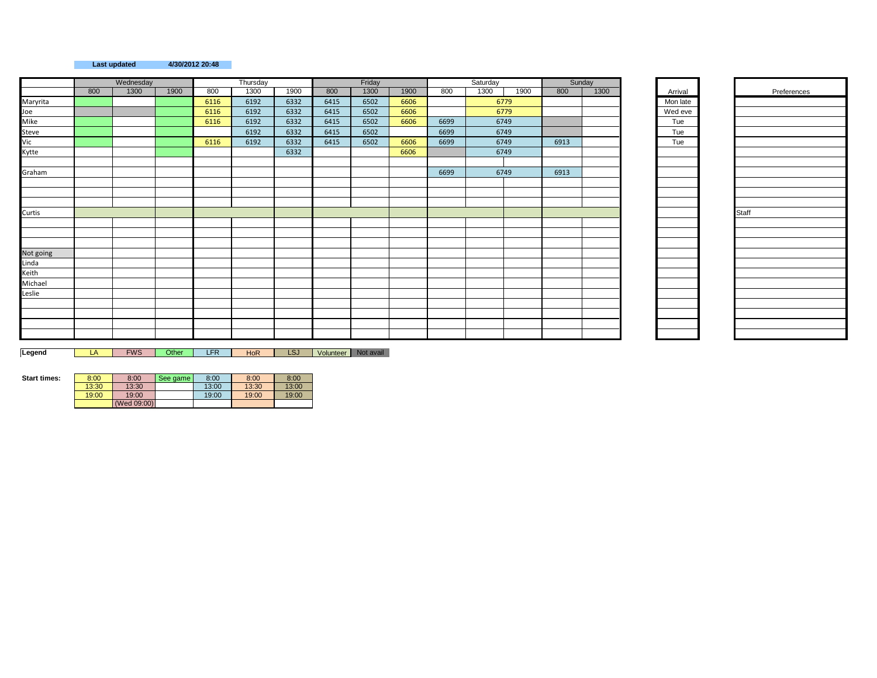**Last updated** **4/30/2012 20:48**

| | Wednesday | | | Thursday | | | Friday | | | Saturday | | | Sunday | | Arrival | Preferences |
|---|---|---|---|---|---|---|---|---|---|---|---|---|---|---|---|---|
| | 800 | 1300 | 1900 | 800 | 1300 | 1900 | 800 | 1300 | 1900 | 800 | 1300 | 1900 | 800 | 1300 | | |
| Maryrita | | | | 6116 | 6192 | 6332 | 6415 | 6502 | 6606 | | 6779 | | | | Mon late | |
| Joe | | | | 6116 | 6192 | 6332 | 6415 | 6502 | 6606 | | 6779 | | | | Wed eve | |
| Mike | | | | 6116 | 6192 | 6332 | 6415 | 6502 | 6606 | 6699 | 6749 | | | | Tue | |
| Steve | | | | | 6192 | 6332 | 6415 | 6502 | | 6699 | 6749 | | | | Tue | |
| Vic | | | | 6116 | 6192 | 6332 | 6415 | 6502 | 6606 | 6699 | 6749 | | 6913 | | Tue | |
| Kytte | | | | | | 6332 | | | 6606 | | 6749 | | | | | |
| | | | | | | | | | | | | | | | | |
| Graham | | | | | | | | | | 6699 | 6749 | | 6913 | | | |
| | | | | | | | | | | | | | | | | |
| | | | | | | | | | | | | | | | | |
| | | | | | | | | | | | | | | | | |
| Curtis | | | | | | | | | | | | | | | | Staff |
| | | | | | | | | | | | | | | | | |
| | | | | | | | | | | | | | | | | |
| | | | | | | | | | | | | | | | | |
| Not going | | | | | | | | | | | | | | | | |
| Linda | | | | | | | | | | | | | | | | |
| Keith | | | | | | | | | | | | | | | | |
| Michael | | | | | | | | | | | | | | | | |
| Leslie | | | | | | | | | | | | | | | | |

**Legend**

| LA | FWS | Other | LFR | HoR | LSJ | Volunteer | Not avail |
|---|---|---|---|---|---|---|---|

**Start times:**

| LA | FWS | Other | LFR | HoR | LSJ |
|---|---|---|---|---|---|
| 8:00 | 8:00 | See game | 8:00 | 8:00 | 8:00 |
| 13:30 | 13:30 | | 13:00 | 13:30 | 13:00 |
| 19:00 | 19:00 | | 19:00 | 19:00 | 19:00 |
| | (Wed 09:00) | | | | |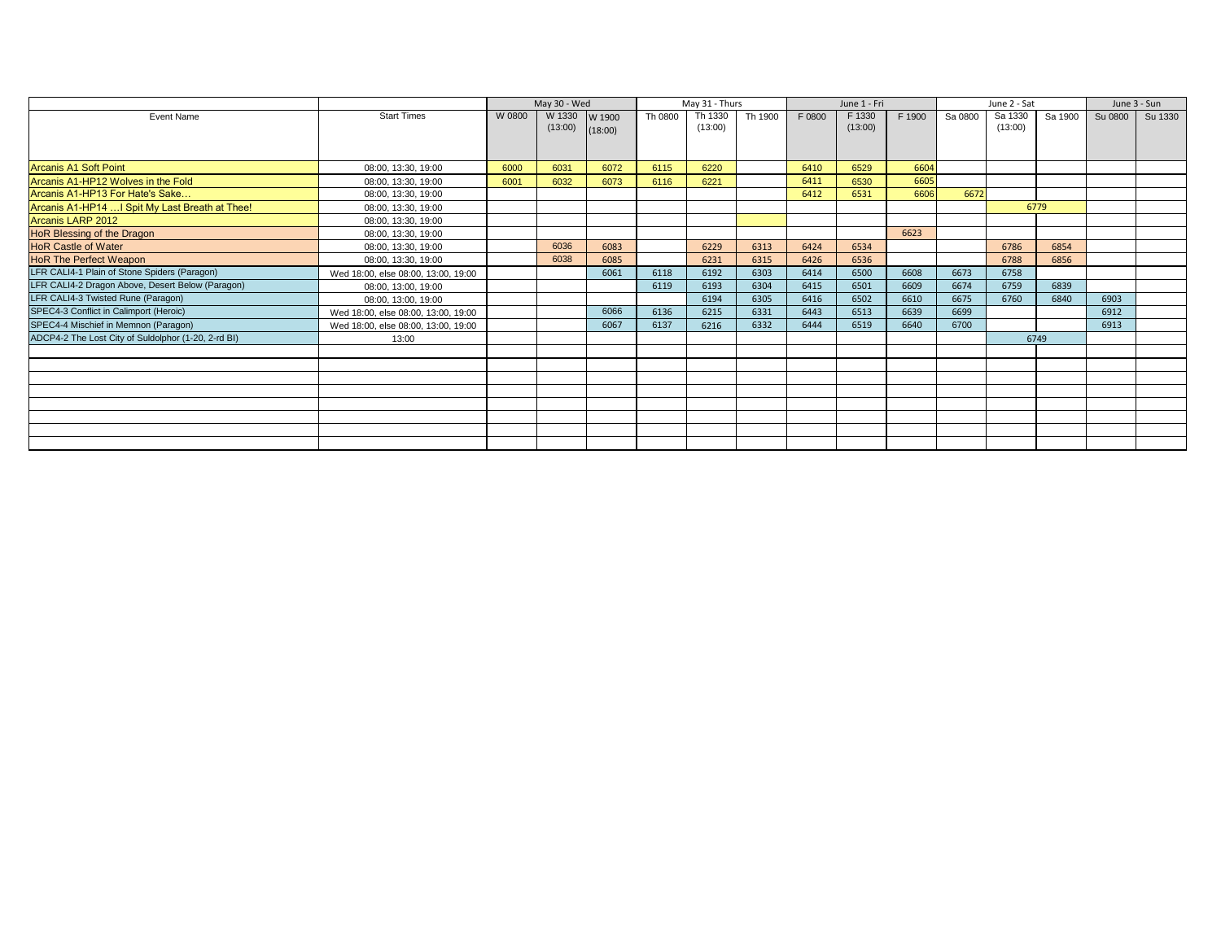| Event Name | Start Times | May 30 - Wed | | | May 31 - Thurs | | | June 1 - Fri | | | June 2 - Sat | | | June 3 - Sun | |
|---|---|---|---|---|---|---|---|---|---|---|---|---|---|---|---|
| | | W 0800 | W 1330 (13:00) | W 1900 (18:00) | Th 0800 | Th 1330 (13:00) | Th 1900 | F 0800 | F 1330 (13:00) | F 1900 | Sa 0800 | Sa 1330 (13:00) | Sa 1900 | Su 0800 | Su 1330 |
| Arcanis A1 Soft Point | 08:00, 13:30, 19:00 | 6000 | 6031 | 6072 | 6115 | 6220 | | 6410 | 6529 | 6604 | | | | | |
| Arcanis A1-HP12 Wolves in the Fold | 08:00, 13:30, 19:00 | 6001 | 6032 | 6073 | 6116 | 6221 | | 6411 | 6530 | 6605 | | | | | |
| Arcanis A1-HP13 For Hate's Sake… | 08:00, 13:30, 19:00 | | | | | | | 6412 | 6531 | 6606 | 6672 | | | | |
| Arcanis A1-HP14 …I Spit My Last Breath at Thee! | 08:00, 13:30, 19:00 | | | | | | | | | | | 6779 | | | |
| Arcanis LARP 2012 | 08:00, 13:30, 19:00 | | | | | | | | | | | | | | |
| HoR Blessing of the Dragon | 08:00, 13:30, 19:00 | | | | | | | | | 6623 | | | | | |
| HoR Castle of Water | 08:00, 13:30, 19:00 | | 6036 | 6083 | | 6229 | 6313 | 6424 | 6534 | | | 6786 | 6854 | | |
| HoR The Perfect Weapon | 08:00, 13:30, 19:00 | | 6038 | 6085 | | 6231 | 6315 | 6426 | 6536 | | | 6788 | 6856 | | |
| LFR CALI4-1 Plain of Stone Spiders (Paragon) | Wed 18:00, else 08:00, 13:00, 19:00 | | | 6061 | 6118 | 6192 | 6303 | 6414 | 6500 | 6608 | 6673 | 6758 | | | |
| LFR CALI4-2 Dragon Above, Desert Below (Paragon) | 08:00, 13:00, 19:00 | | | | 6119 | 6193 | 6304 | 6415 | 6501 | 6609 | 6674 | 6759 | 6839 | | |
| LFR CALI4-3 Twisted Rune (Paragon) | 08:00, 13:00, 19:00 | | | | | 6194 | 6305 | 6416 | 6502 | 6610 | 6675 | 6760 | 6840 | 6903 | |
| SPEC4-3 Conflict in Calimport (Heroic) | Wed 18:00, else 08:00, 13:00, 19:00 | | | 6066 | 6136 | 6215 | 6331 | 6443 | 6513 | 6639 | 6699 | | | 6912 | |
| SPEC4-4 Mischief in Memnon (Paragon) | Wed 18:00, else 08:00, 13:00, 19:00 | | | 6067 | 6137 | 6216 | 6332 | 6444 | 6519 | 6640 | 6700 | | | 6913 | |
| ADCP4-2 The Lost City of Suldolphor (1-20, 2-rd BI) | 13:00 | | | | | | | | | | | 6749 | | | |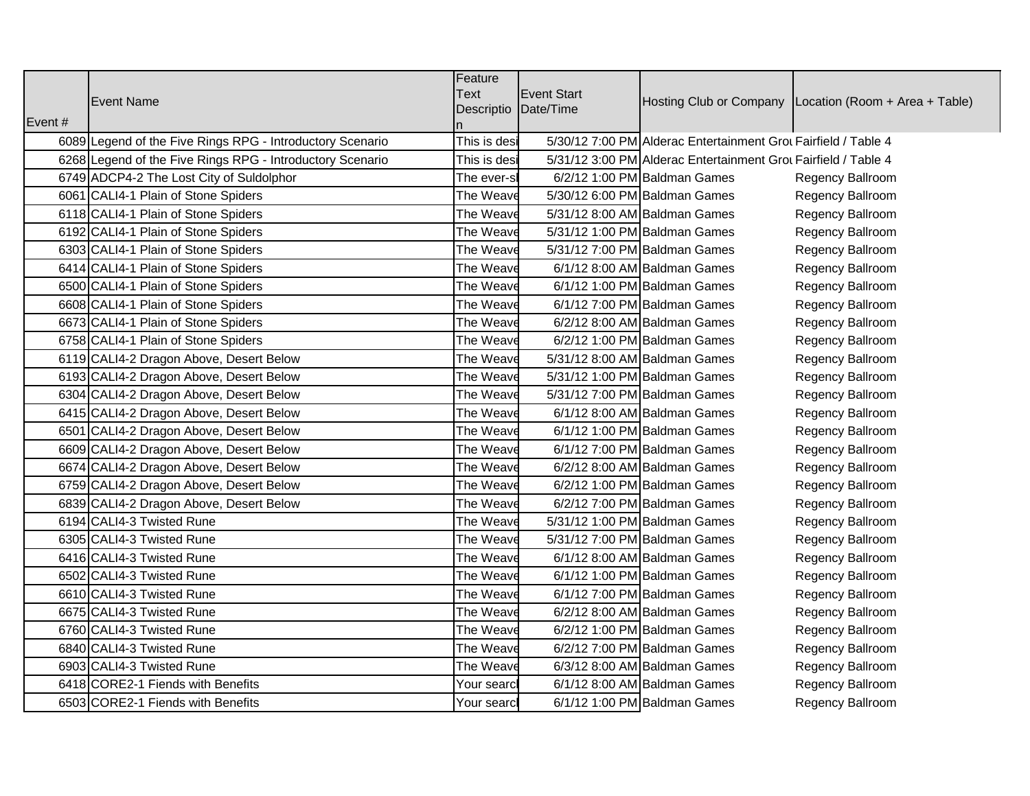| Event # | Event Name | Feature Text Description | Event Start Date/Time | Hosting Club or Company | Location (Room + Area + Table) |
|---|---|---|---|---|---|
| 6089 | Legend of the Five Rings RPG - Introductory Scenario | This is desi | 5/30/12 7:00 PM | Alderac Entertainment Grou | Fairfield / Table 4 |
| 6268 | Legend of the Five Rings RPG - Introductory Scenario | This is desi | 5/31/12 3:00 PM | Alderac Entertainment Grou | Fairfield / Table 4 |
| 6749 | ADCP4-2 The Lost City of Suldolphor | The ever-s | 6/2/12 1:00 PM | Baldman Games | Regency Ballroom |
| 6061 | CALI4-1 Plain of Stone Spiders | The Weave | 5/30/12 6:00 PM | Baldman Games | Regency Ballroom |
| 6118 | CALI4-1 Plain of Stone Spiders | The Weave | 5/31/12 8:00 AM | Baldman Games | Regency Ballroom |
| 6192 | CALI4-1 Plain of Stone Spiders | The Weave | 5/31/12 1:00 PM | Baldman Games | Regency Ballroom |
| 6303 | CALI4-1 Plain of Stone Spiders | The Weave | 5/31/12 7:00 PM | Baldman Games | Regency Ballroom |
| 6414 | CALI4-1 Plain of Stone Spiders | The Weave | 6/1/12 8:00 AM | Baldman Games | Regency Ballroom |
| 6500 | CALI4-1 Plain of Stone Spiders | The Weave | 6/1/12 1:00 PM | Baldman Games | Regency Ballroom |
| 6608 | CALI4-1 Plain of Stone Spiders | The Weave | 6/1/12 7:00 PM | Baldman Games | Regency Ballroom |
| 6673 | CALI4-1 Plain of Stone Spiders | The Weave | 6/2/12 8:00 AM | Baldman Games | Regency Ballroom |
| 6758 | CALI4-1 Plain of Stone Spiders | The Weave | 6/2/12 1:00 PM | Baldman Games | Regency Ballroom |
| 6119 | CALI4-2 Dragon Above, Desert Below | The Weave | 5/31/12 8:00 AM | Baldman Games | Regency Ballroom |
| 6193 | CALI4-2 Dragon Above, Desert Below | The Weave | 5/31/12 1:00 PM | Baldman Games | Regency Ballroom |
| 6304 | CALI4-2 Dragon Above, Desert Below | The Weave | 5/31/12 7:00 PM | Baldman Games | Regency Ballroom |
| 6415 | CALI4-2 Dragon Above, Desert Below | The Weave | 6/1/12 8:00 AM | Baldman Games | Regency Ballroom |
| 6501 | CALI4-2 Dragon Above, Desert Below | The Weave | 6/1/12 1:00 PM | Baldman Games | Regency Ballroom |
| 6609 | CALI4-2 Dragon Above, Desert Below | The Weave | 6/1/12 7:00 PM | Baldman Games | Regency Ballroom |
| 6674 | CALI4-2 Dragon Above, Desert Below | The Weave | 6/2/12 8:00 AM | Baldman Games | Regency Ballroom |
| 6759 | CALI4-2 Dragon Above, Desert Below | The Weave | 6/2/12 1:00 PM | Baldman Games | Regency Ballroom |
| 6839 | CALI4-2 Dragon Above, Desert Below | The Weave | 6/2/12 7:00 PM | Baldman Games | Regency Ballroom |
| 6194 | CALI4-3 Twisted Rune | The Weave | 5/31/12 1:00 PM | Baldman Games | Regency Ballroom |
| 6305 | CALI4-3 Twisted Rune | The Weave | 5/31/12 7:00 PM | Baldman Games | Regency Ballroom |
| 6416 | CALI4-3 Twisted Rune | The Weave | 6/1/12 8:00 AM | Baldman Games | Regency Ballroom |
| 6502 | CALI4-3 Twisted Rune | The Weave | 6/1/12 1:00 PM | Baldman Games | Regency Ballroom |
| 6610 | CALI4-3 Twisted Rune | The Weave | 6/1/12 7:00 PM | Baldman Games | Regency Ballroom |
| 6675 | CALI4-3 Twisted Rune | The Weave | 6/2/12 8:00 AM | Baldman Games | Regency Ballroom |
| 6760 | CALI4-3 Twisted Rune | The Weave | 6/2/12 1:00 PM | Baldman Games | Regency Ballroom |
| 6840 | CALI4-3 Twisted Rune | The Weave | 6/2/12 7:00 PM | Baldman Games | Regency Ballroom |
| 6903 | CALI4-3 Twisted Rune | The Weave | 6/3/12 8:00 AM | Baldman Games | Regency Ballroom |
| 6418 | CORE2-1 Fiends with Benefits | Your searcl | 6/1/12 8:00 AM | Baldman Games | Regency Ballroom |
| 6503 | CORE2-1 Fiends with Benefits | Your searcl | 6/1/12 1:00 PM | Baldman Games | Regency Ballroom |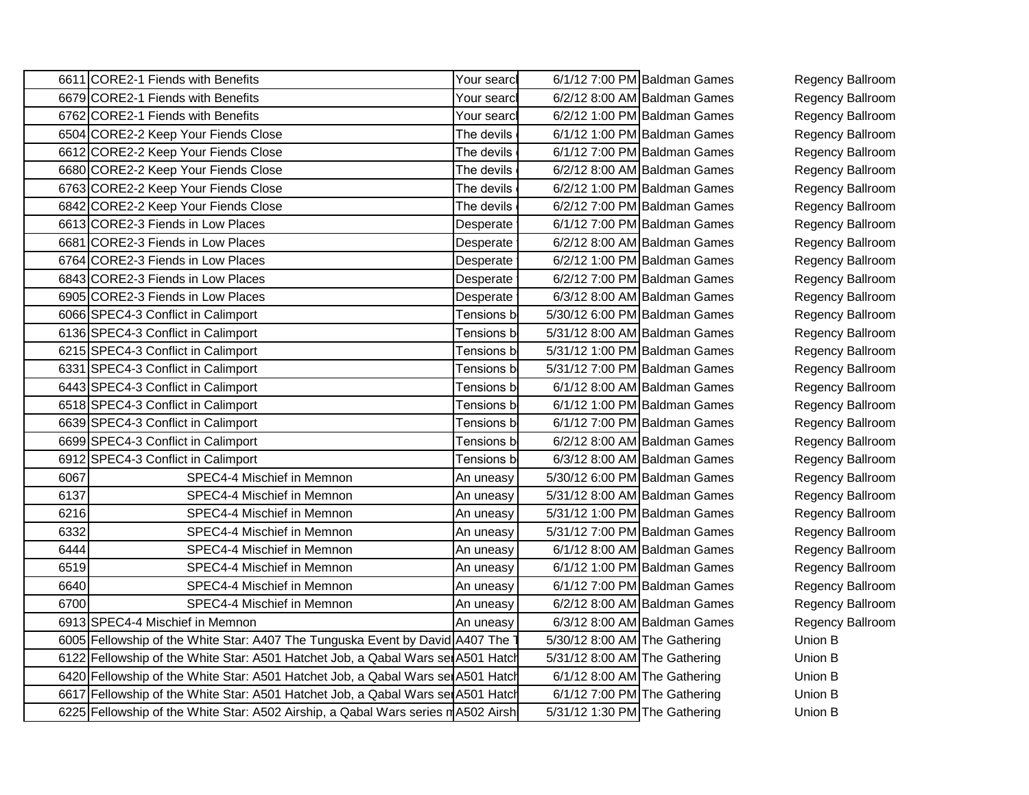| | | | | | |
|---|---|---|---|---|---|
| 6611 | CORE2-1 Fiends with Benefits | Your searcl | 6/1/12 7:00 PM | Baldman Games | Regency Ballroom |
| 6679 | CORE2-1 Fiends with Benefits | Your searcl | 6/2/12 8:00 AM | Baldman Games | Regency Ballroom |
| 6762 | CORE2-1 Fiends with Benefits | Your searcl | 6/2/12 1:00 PM | Baldman Games | Regency Ballroom |
| 6504 | CORE2-2 Keep Your Fiends Close | The devils | 6/1/12 1:00 PM | Baldman Games | Regency Ballroom |
| 6612 | CORE2-2 Keep Your Fiends Close | The devils | 6/1/12 7:00 PM | Baldman Games | Regency Ballroom |
| 6680 | CORE2-2 Keep Your Fiends Close | The devils | 6/2/12 8:00 AM | Baldman Games | Regency Ballroom |
| 6763 | CORE2-2 Keep Your Fiends Close | The devils | 6/2/12 1:00 PM | Baldman Games | Regency Ballroom |
| 6842 | CORE2-2 Keep Your Fiends Close | The devils | 6/2/12 7:00 PM | Baldman Games | Regency Ballroom |
| 6613 | CORE2-3 Fiends in Low Places | Desperate | 6/1/12 7:00 PM | Baldman Games | Regency Ballroom |
| 6681 | CORE2-3 Fiends in Low Places | Desperate | 6/2/12 8:00 AM | Baldman Games | Regency Ballroom |
| 6764 | CORE2-3 Fiends in Low Places | Desperate | 6/2/12 1:00 PM | Baldman Games | Regency Ballroom |
| 6843 | CORE2-3 Fiends in Low Places | Desperate | 6/2/12 7:00 PM | Baldman Games | Regency Ballroom |
| 6905 | CORE2-3 Fiends in Low Places | Desperate | 6/3/12 8:00 AM | Baldman Games | Regency Ballroom |
| 6066 | SPEC4-3 Conflict in Calimport | Tensions b | 5/30/12 6:00 PM | Baldman Games | Regency Ballroom |
| 6136 | SPEC4-3 Conflict in Calimport | Tensions b | 5/31/12 8:00 AM | Baldman Games | Regency Ballroom |
| 6215 | SPEC4-3 Conflict in Calimport | Tensions b | 5/31/12 1:00 PM | Baldman Games | Regency Ballroom |
| 6331 | SPEC4-3 Conflict in Calimport | Tensions b | 5/31/12 7:00 PM | Baldman Games | Regency Ballroom |
| 6443 | SPEC4-3 Conflict in Calimport | Tensions b | 6/1/12 8:00 AM | Baldman Games | Regency Ballroom |
| 6518 | SPEC4-3 Conflict in Calimport | Tensions b | 6/1/12 1:00 PM | Baldman Games | Regency Ballroom |
| 6639 | SPEC4-3 Conflict in Calimport | Tensions b | 6/1/12 7:00 PM | Baldman Games | Regency Ballroom |
| 6699 | SPEC4-3 Conflict in Calimport | Tensions b | 6/2/12 8:00 AM | Baldman Games | Regency Ballroom |
| 6912 | SPEC4-3 Conflict in Calimport | Tensions b | 6/3/12 8:00 AM | Baldman Games | Regency Ballroom |
| 6067 | SPEC4-4 Mischief in Memnon | An uneasy | 5/30/12 6:00 PM | Baldman Games | Regency Ballroom |
| 6137 | SPEC4-4 Mischief in Memnon | An uneasy | 5/31/12 8:00 AM | Baldman Games | Regency Ballroom |
| 6216 | SPEC4-4 Mischief in Memnon | An uneasy | 5/31/12 1:00 PM | Baldman Games | Regency Ballroom |
| 6332 | SPEC4-4 Mischief in Memnon | An uneasy | 5/31/12 7:00 PM | Baldman Games | Regency Ballroom |
| 6444 | SPEC4-4 Mischief in Memnon | An uneasy | 6/1/12 8:00 AM | Baldman Games | Regency Ballroom |
| 6519 | SPEC4-4 Mischief in Memnon | An uneasy | 6/1/12 1:00 PM | Baldman Games | Regency Ballroom |
| 6640 | SPEC4-4 Mischief in Memnon | An uneasy | 6/1/12 7:00 PM | Baldman Games | Regency Ballroom |
| 6700 | SPEC4-4 Mischief in Memnon | An uneasy | 6/2/12 8:00 AM | Baldman Games | Regency Ballroom |
| 6913 | SPEC4-4 Mischief in Memnon | An uneasy | 6/3/12 8:00 AM | Baldman Games | Regency Ballroom |
| 6005 | Fellowship of the White Star: A407 The Tunguska Event by David | A407 The T | 5/30/12 8:00 AM | The Gathering | Union B |
| 6122 | Fellowship of the White Star: A501 Hatchet Job, a Qabal Wars se | A501 Hatch | 5/31/12 8:00 AM | The Gathering | Union B |
| 6420 | Fellowship of the White Star: A501 Hatchet Job, a Qabal Wars se | A501 Hatch | 6/1/12 8:00 AM | The Gathering | Union B |
| 6617 | Fellowship of the White Star: A501 Hatchet Job, a Qabal Wars se | A501 Hatch | 6/1/12 7:00 PM | The Gathering | Union B |
| 6225 | Fellowship of the White Star: A502 Airship, a Qabal Wars series n | A502 Airsh | 5/31/12 1:30 PM | The Gathering | Union B |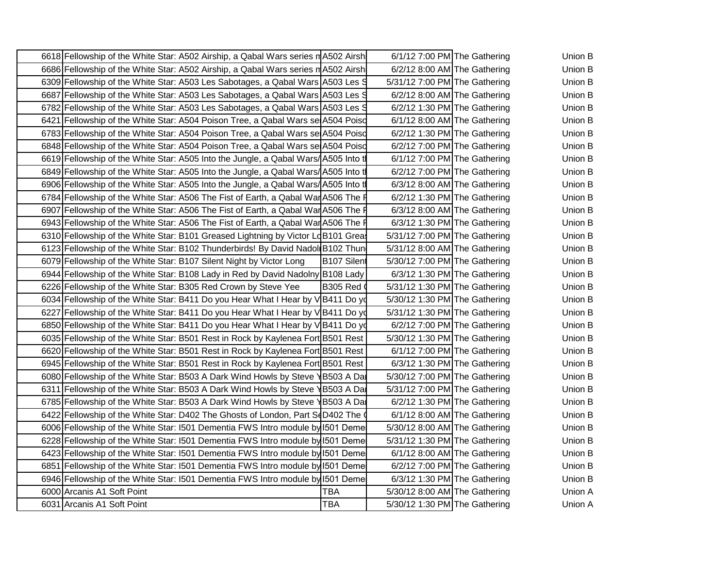| | | | | | |
|---|---|---|---|---|---|
| 6618 | Fellowship of the White Star: A502 Airship, a Qabal Wars series m | A502 Airsh | 6/1/12 7:00 PM | The Gathering | Union B |
| 6686 | Fellowship of the White Star: A502 Airship, a Qabal Wars series m | A502 Airsh | 6/2/12 8:00 AM | The Gathering | Union B |
| 6309 | Fellowship of the White Star: A503 Les Sabotages, a Qabal Wars | A503 Les S | 5/31/12 7:00 PM | The Gathering | Union B |
| 6687 | Fellowship of the White Star: A503 Les Sabotages, a Qabal Wars | A503 Les S | 6/2/12 8:00 AM | The Gathering | Union B |
| 6782 | Fellowship of the White Star: A503 Les Sabotages, a Qabal Wars | A503 Les S | 6/2/12 1:30 PM | The Gathering | Union B |
| 6421 | Fellowship of the White Star: A504 Poison Tree, a Qabal Wars se | A504 Poiso | 6/1/12 8:00 AM | The Gathering | Union B |
| 6783 | Fellowship of the White Star: A504 Poison Tree, a Qabal Wars se | A504 Poiso | 6/2/12 1:30 PM | The Gathering | Union B |
| 6848 | Fellowship of the White Star: A504 Poison Tree, a Qabal Wars se | A504 Poiso | 6/2/12 7:00 PM | The Gathering | Union B |
| 6619 | Fellowship of the White Star: A505 Into the Jungle, a Qabal Wars/ | A505 Into th | 6/1/12 7:00 PM | The Gathering | Union B |
| 6849 | Fellowship of the White Star: A505 Into the Jungle, a Qabal Wars/ | A505 Into th | 6/2/12 7:00 PM | The Gathering | Union B |
| 6906 | Fellowship of the White Star: A505 Into the Jungle, a Qabal Wars/ | A505 Into th | 6/3/12 8:00 AM | The Gathering | Union B |
| 6784 | Fellowship of the White Star: A506 The Fist of Earth, a Qabal War | A506 The F | 6/2/12 1:30 PM | The Gathering | Union B |
| 6907 | Fellowship of the White Star: A506 The Fist of Earth, a Qabal War | A506 The F | 6/3/12 8:00 AM | The Gathering | Union B |
| 6943 | Fellowship of the White Star: A506 The Fist of Earth, a Qabal War | A506 The F | 6/3/12 1:30 PM | The Gathering | Union B |
| 6310 | Fellowship of the White Star: B101 Greased Lightning by Victor Lo | B101 Greas | 5/31/12 7:00 PM | The Gathering | Union B |
| 6123 | Fellowship of the White Star: B102 Thunderbirds! By David Nadoln | B102 Thund | 5/31/12 8:00 AM | The Gathering | Union B |
| 6079 | Fellowship of the White Star: B107 Silent Night by Victor Long | B107 Silent | 5/30/12 7:00 PM | The Gathering | Union B |
| 6944 | Fellowship of the White Star: B108 Lady in Red by David Nadolny | B108 Lady | 6/3/12 1:30 PM | The Gathering | Union B |
| 6226 | Fellowship of the White Star: B305 Red Crown by Steve Yee | B305 Red C | 5/31/12 1:30 PM | The Gathering | Union B |
| 6034 | Fellowship of the White Star: B411 Do you Hear What I Hear by V | B411 Do yo | 5/30/12 1:30 PM | The Gathering | Union B |
| 6227 | Fellowship of the White Star: B411 Do you Hear What I Hear by V | B411 Do yo | 5/31/12 1:30 PM | The Gathering | Union B |
| 6850 | Fellowship of the White Star: B411 Do you Hear What I Hear by V | B411 Do yo | 6/2/12 7:00 PM | The Gathering | Union B |
| 6035 | Fellowship of the White Star: B501 Rest in Rock by Kaylenea Fort | B501 Rest | 5/30/12 1:30 PM | The Gathering | Union B |
| 6620 | Fellowship of the White Star: B501 Rest in Rock by Kaylenea Fort | B501 Rest | 6/1/12 7:00 PM | The Gathering | Union B |
| 6945 | Fellowship of the White Star: B501 Rest in Rock by Kaylenea Fort | B501 Rest | 6/3/12 1:30 PM | The Gathering | Union B |
| 6080 | Fellowship of the White Star: B503 A Dark Wind Howls by Steve Y | B503 A Dar | 5/30/12 7:00 PM | The Gathering | Union B |
| 6311 | Fellowship of the White Star: B503 A Dark Wind Howls by Steve Y | B503 A Dar | 5/31/12 7:00 PM | The Gathering | Union B |
| 6785 | Fellowship of the White Star: B503 A Dark Wind Howls by Steve Y | B503 A Dar | 6/2/12 1:30 PM | The Gathering | Union B |
| 6422 | Fellowship of the White Star: D402 The Ghosts of London, Part Se | D402 The G | 6/1/12 8:00 AM | The Gathering | Union B |
| 6006 | Fellowship of the White Star: I501 Dementia FWS Intro module by | I501 Deme | 5/30/12 8:00 AM | The Gathering | Union B |
| 6228 | Fellowship of the White Star: I501 Dementia FWS Intro module by | I501 Deme | 5/31/12 1:30 PM | The Gathering | Union B |
| 6423 | Fellowship of the White Star: I501 Dementia FWS Intro module by | I501 Deme | 6/1/12 8:00 AM | The Gathering | Union B |
| 6851 | Fellowship of the White Star: I501 Dementia FWS Intro module by | I501 Deme | 6/2/12 7:00 PM | The Gathering | Union B |
| 6946 | Fellowship of the White Star: I501 Dementia FWS Intro module by | I501 Deme | 6/3/12 1:30 PM | The Gathering | Union B |
| 6000 | Arcanis A1 Soft Point | TBA | 5/30/12 8:00 AM | The Gathering | Union A |
| 6031 | Arcanis A1 Soft Point | TBA | 5/30/12 1:30 PM | The Gathering | Union A |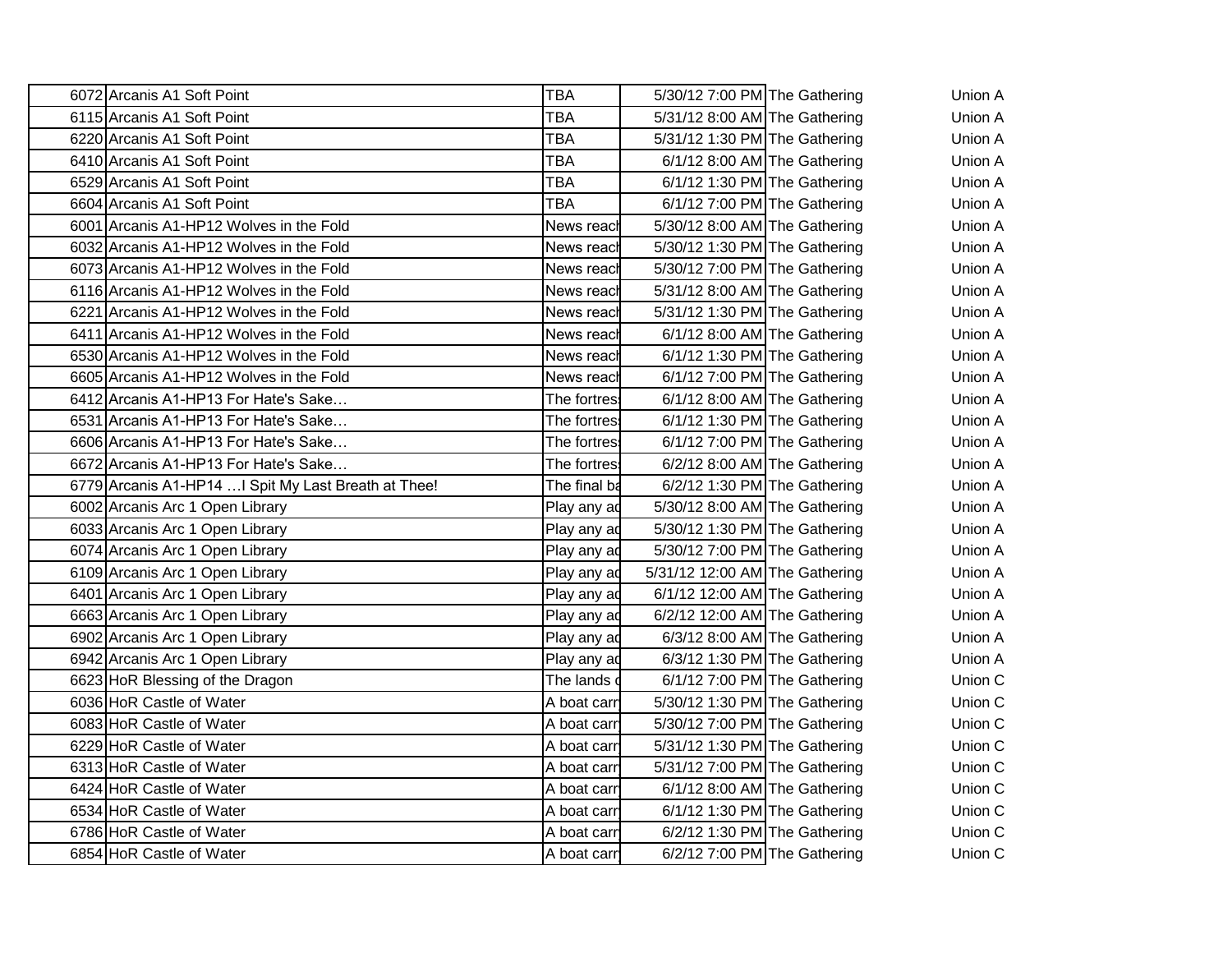| | | | | | |
|---|---|---|---|---|---|
| 6072 | Arcanis A1 Soft Point | TBA | 5/30/12 7:00 PM | The Gathering | Union A |
| 6115 | Arcanis A1 Soft Point | TBA | 5/31/12 8:00 AM | The Gathering | Union A |
| 6220 | Arcanis A1 Soft Point | TBA | 5/31/12 1:30 PM | The Gathering | Union A |
| 6410 | Arcanis A1 Soft Point | TBA | 6/1/12 8:00 AM | The Gathering | Union A |
| 6529 | Arcanis A1 Soft Point | TBA | 6/1/12 1:30 PM | The Gathering | Union A |
| 6604 | Arcanis A1 Soft Point | TBA | 6/1/12 7:00 PM | The Gathering | Union A |
| 6001 | Arcanis A1-HP12 Wolves in the Fold | News reach | 5/30/12 8:00 AM | The Gathering | Union A |
| 6032 | Arcanis A1-HP12 Wolves in the Fold | News reach | 5/30/12 1:30 PM | The Gathering | Union A |
| 6073 | Arcanis A1-HP12 Wolves in the Fold | News reach | 5/30/12 7:00 PM | The Gathering | Union A |
| 6116 | Arcanis A1-HP12 Wolves in the Fold | News reach | 5/31/12 8:00 AM | The Gathering | Union A |
| 6221 | Arcanis A1-HP12 Wolves in the Fold | News reach | 5/31/12 1:30 PM | The Gathering | Union A |
| 6411 | Arcanis A1-HP12 Wolves in the Fold | News reach | 6/1/12 8:00 AM | The Gathering | Union A |
| 6530 | Arcanis A1-HP12 Wolves in the Fold | News reach | 6/1/12 1:30 PM | The Gathering | Union A |
| 6605 | Arcanis A1-HP12 Wolves in the Fold | News reach | 6/1/12 7:00 PM | The Gathering | Union A |
| 6412 | Arcanis A1-HP13 For Hate's Sake… | The fortress | 6/1/12 8:00 AM | The Gathering | Union A |
| 6531 | Arcanis A1-HP13 For Hate's Sake… | The fortress | 6/1/12 1:30 PM | The Gathering | Union A |
| 6606 | Arcanis A1-HP13 For Hate's Sake… | The fortress | 6/1/12 7:00 PM | The Gathering | Union A |
| 6672 | Arcanis A1-HP13 For Hate's Sake… | The fortress | 6/2/12 8:00 AM | The Gathering | Union A |
| 6779 | Arcanis A1-HP14 …I Spit My Last Breath at Thee! | The final ba | 6/2/12 1:30 PM | The Gathering | Union A |
| 6002 | Arcanis Arc 1 Open Library | Play any ad | 5/30/12 8:00 AM | The Gathering | Union A |
| 6033 | Arcanis Arc 1 Open Library | Play any ad | 5/30/12 1:30 PM | The Gathering | Union A |
| 6074 | Arcanis Arc 1 Open Library | Play any ad | 5/30/12 7:00 PM | The Gathering | Union A |
| 6109 | Arcanis Arc 1 Open Library | Play any ad | 5/31/12 12:00 AM | The Gathering | Union A |
| 6401 | Arcanis Arc 1 Open Library | Play any ad | 6/1/12 12:00 AM | The Gathering | Union A |
| 6663 | Arcanis Arc 1 Open Library | Play any ad | 6/2/12 12:00 AM | The Gathering | Union A |
| 6902 | Arcanis Arc 1 Open Library | Play any ad | 6/3/12 8:00 AM | The Gathering | Union A |
| 6942 | Arcanis Arc 1 Open Library | Play any ad | 6/3/12 1:30 PM | The Gathering | Union A |
| 6623 | HoR Blessing of the Dragon | The lands o | 6/1/12 7:00 PM | The Gathering | Union C |
| 6036 | HoR Castle of Water | A boat carr | 5/30/12 1:30 PM | The Gathering | Union C |
| 6083 | HoR Castle of Water | A boat carr | 5/30/12 7:00 PM | The Gathering | Union C |
| 6229 | HoR Castle of Water | A boat carr | 5/31/12 1:30 PM | The Gathering | Union C |
| 6313 | HoR Castle of Water | A boat carr | 5/31/12 7:00 PM | The Gathering | Union C |
| 6424 | HoR Castle of Water | A boat carr | 6/1/12 8:00 AM | The Gathering | Union C |
| 6534 | HoR Castle of Water | A boat carr | 6/1/12 1:30 PM | The Gathering | Union C |
| 6786 | HoR Castle of Water | A boat carr | 6/2/12 1:30 PM | The Gathering | Union C |
| 6854 | HoR Castle of Water | A boat carr | 6/2/12 7:00 PM | The Gathering | Union C |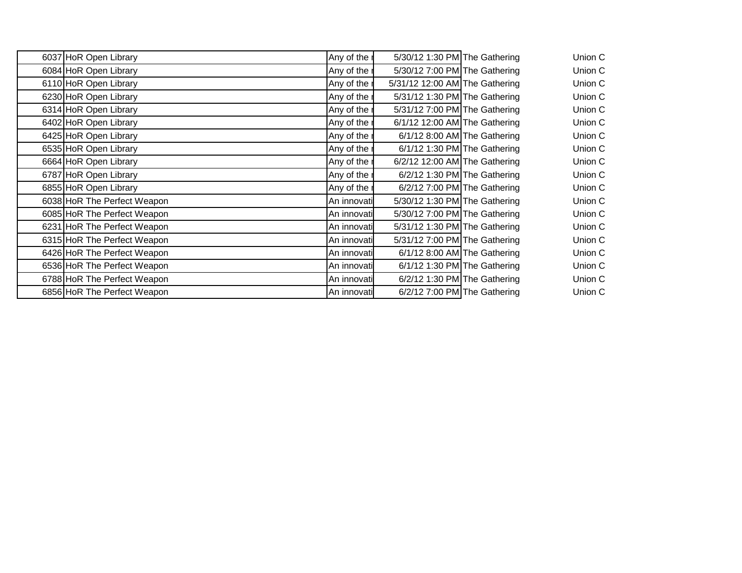| | | | | | |
|---|---|---|---|---|---|
| 6037 | HoR Open Library | Any of the r | 5/30/12 1:30 PM | The Gathering | Union C |
| 6084 | HoR Open Library | Any of the r | 5/30/12 7:00 PM | The Gathering | Union C |
| 6110 | HoR Open Library | Any of the r | 5/31/12 12:00 AM | The Gathering | Union C |
| 6230 | HoR Open Library | Any of the r | 5/31/12 1:30 PM | The Gathering | Union C |
| 6314 | HoR Open Library | Any of the r | 5/31/12 7:00 PM | The Gathering | Union C |
| 6402 | HoR Open Library | Any of the r | 6/1/12 12:00 AM | The Gathering | Union C |
| 6425 | HoR Open Library | Any of the r | 6/1/12 8:00 AM | The Gathering | Union C |
| 6535 | HoR Open Library | Any of the r | 6/1/12 1:30 PM | The Gathering | Union C |
| 6664 | HoR Open Library | Any of the r | 6/2/12 12:00 AM | The Gathering | Union C |
| 6787 | HoR Open Library | Any of the r | 6/2/12 1:30 PM | The Gathering | Union C |
| 6855 | HoR Open Library | Any of the r | 6/2/12 7:00 PM | The Gathering | Union C |
| 6038 | HoR The Perfect Weapon | An innovati | 5/30/12 1:30 PM | The Gathering | Union C |
| 6085 | HoR The Perfect Weapon | An innovati | 5/30/12 7:00 PM | The Gathering | Union C |
| 6231 | HoR The Perfect Weapon | An innovati | 5/31/12 1:30 PM | The Gathering | Union C |
| 6315 | HoR The Perfect Weapon | An innovati | 5/31/12 7:00 PM | The Gathering | Union C |
| 6426 | HoR The Perfect Weapon | An innovati | 6/1/12 8:00 AM | The Gathering | Union C |
| 6536 | HoR The Perfect Weapon | An innovati | 6/1/12 1:30 PM | The Gathering | Union C |
| 6788 | HoR The Perfect Weapon | An innovati | 6/2/12 1:30 PM | The Gathering | Union C |
| 6856 | HoR The Perfect Weapon | An innovati | 6/2/12 7:00 PM | The Gathering | Union C |